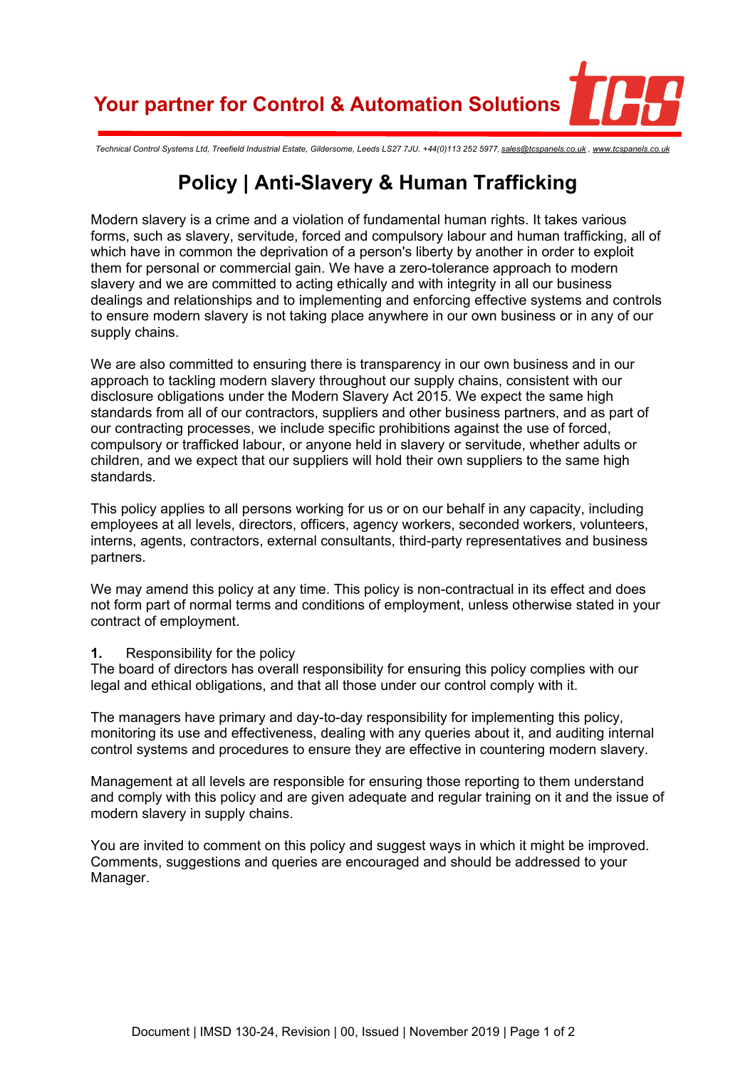# Policy | Anti-Slavery & Human Trafficking

Modern slavery is a crime and a violation of fundamental human rights. It takes various forms, such as slavery, servitude, forced and compulsory labour and human trafficking, all of which have in common the deprivation of a person's liberty by another in order to exploit them for personal or commercial gain. We have a zero-tolerance approach to modern slavery and we are committed to acting ethically and with integrity in all our business dealings and relationships and to implementing and enforcing effective systems and controls to ensure modern slavery is not taking place anywhere in our own business or in any of our supply chains.

We are also committed to ensuring there is transparency in our own business and in our approach to tackling modern slavery throughout our supply chains, consistent with our disclosure obligations under the Modern Slavery Act 2015. We expect the same high standards from all of our contractors, suppliers and other business partners, and as part of our contracting processes, we include specific prohibitions against the use of forced, compulsory or trafficked labour, or anyone held in slavery or servitude, whether adults or children, and we expect that our suppliers will hold their own suppliers to the same high standards.

This policy applies to all persons working for us or on our behalf in any capacity, including employees at all levels, directors, officers, agency workers, seconded workers, volunteers, interns, agents, contractors, external consultants, third-party representatives and business partners.

We may amend this policy at any time. This policy is non-contractual in its effect and does not form part of normal terms and conditions of employment, unless otherwise stated in your contract of employment.

**1.** Responsibility for the policy

The board of directors has overall responsibility for ensuring this policy complies with our legal and ethical obligations, and that all those under our control comply with it.

The managers have primary and day-to-day responsibility for implementing this policy, monitoring its use and effectiveness, dealing with any queries about it, and auditing internal control systems and procedures to ensure they are effective in countering modern slavery.

Management at all levels are responsible for ensuring those reporting to them understand and comply with this policy and are given adequate and regular training on it and the issue of modern slavery in supply chains.

You are invited to comment on this policy and suggest ways in which it might be improved. Comments, suggestions and queries are encouraged and should be addressed to your Manager.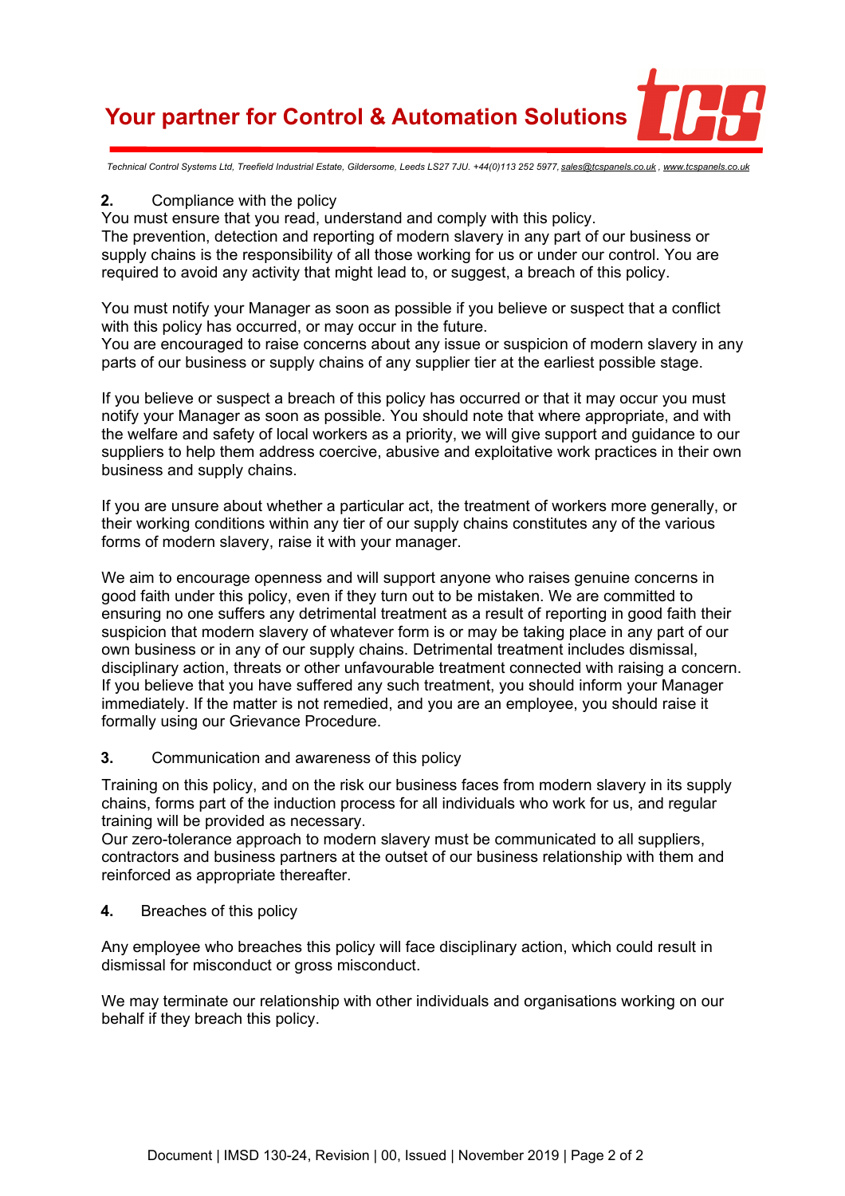## 2. Compliance with the policy

You must ensure that you read, understand and comply with this policy.
The prevention, detection and reporting of modern slavery in any part of our business or supply chains is the responsibility of all those working for us or under our control. You are required to avoid any activity that might lead to, or suggest, a breach of this policy.

You must notify your Manager as soon as possible if you believe or suspect that a conflict with this policy has occurred, or may occur in the future.
You are encouraged to raise concerns about any issue or suspicion of modern slavery in any parts of our business or supply chains of any supplier tier at the earliest possible stage.

If you believe or suspect a breach of this policy has occurred or that it may occur you must notify your Manager as soon as possible. You should note that where appropriate, and with the welfare and safety of local workers as a priority, we will give support and guidance to our suppliers to help them address coercive, abusive and exploitative work practices in their own business and supply chains.

If you are unsure about whether a particular act, the treatment of workers more generally, or their working conditions within any tier of our supply chains constitutes any of the various forms of modern slavery, raise it with your manager.

We aim to encourage openness and will support anyone who raises genuine concerns in good faith under this policy, even if they turn out to be mistaken. We are committed to ensuring no one suffers any detrimental treatment as a result of reporting in good faith their suspicion that modern slavery of whatever form is or may be taking place in any part of our own business or in any of our supply chains. Detrimental treatment includes dismissal, disciplinary action, threats or other unfavourable treatment connected with raising a concern. If you believe that you have suffered any such treatment, you should inform your Manager immediately. If the matter is not remedied, and you are an employee, you should raise it formally using our Grievance Procedure.

## 3. Communication and awareness of this policy

Training on this policy, and on the risk our business faces from modern slavery in its supply chains, forms part of the induction process for all individuals who work for us, and regular training will be provided as necessary.
Our zero-tolerance approach to modern slavery must be communicated to all suppliers, contractors and business partners at the outset of our business relationship with them and reinforced as appropriate thereafter.

## 4. Breaches of this policy

Any employee who breaches this policy will face disciplinary action, which could result in dismissal for misconduct or gross misconduct.

We may terminate our relationship with other individuals and organisations working on our behalf if they breach this policy.